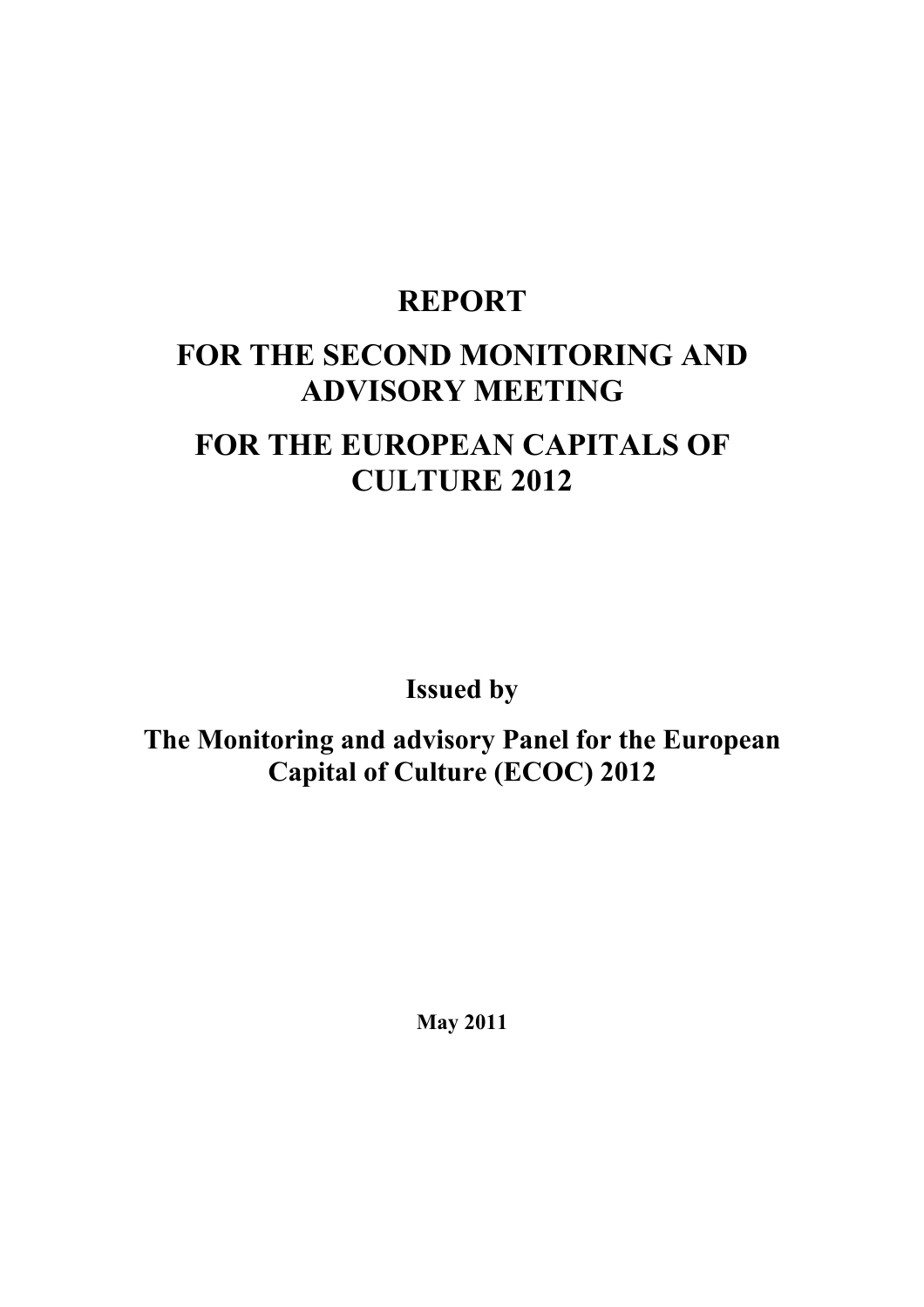# REPORT

# FOR THE SECOND MONITORING AND ADVISORY MEETING

# FOR THE EUROPEAN CAPITALS OF CULTURE 2012

**Issued by**

**The Monitoring and advisory Panel for the European Capital of Culture (ECOC) 2012**

**May 2011**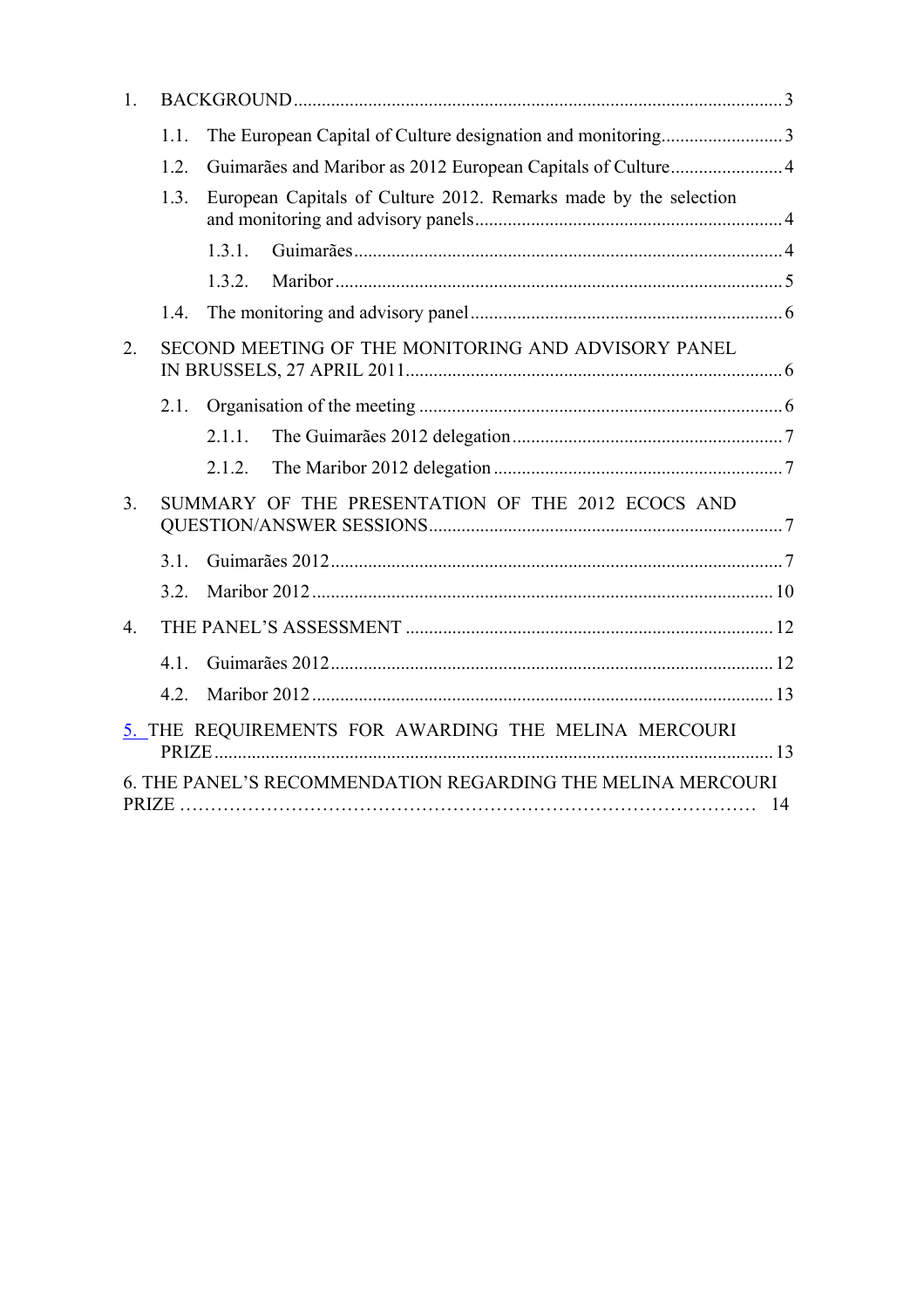1. BACKGROUND .......... 3
   - 1.1. The European Capital of Culture designation and monitoring .......... 3
   - 1.2. Guimarães and Maribor as 2012 European Capitals of Culture .......... 4
   - 1.3. European Capitals of Culture 2012. Remarks made by the selection and monitoring and advisory panels .......... 4
     - 1.3.1. Guimarães .......... 4
     - 1.3.2. Maribor .......... 5
   - 1.4. The monitoring and advisory panel .......... 6
2. SECOND MEETING OF THE MONITORING AND ADVISORY PANEL IN BRUSSELS, 27 APRIL 2011 .......... 6
   - 2.1. Organisation of the meeting .......... 6
     - 2.1.1. The Guimarães 2012 delegation .......... 7
     - 2.1.2. The Maribor 2012 delegation .......... 7
3. SUMMARY OF THE PRESENTATION OF THE 2012 ECOCS AND QUESTION/ANSWER SESSIONS .......... 7
   - 3.1. Guimarães 2012 .......... 7
   - 3.2. Maribor 2012 .......... 10
4. THE PANEL'S ASSESSMENT .......... 12
   - 4.1. Guimarães 2012 .......... 12
   - 4.2. Maribor 2012 .......... 13
5. THE REQUIREMENTS FOR AWARDING THE MELINA MERCOURI PRIZE .......... 13
6. THE PANEL'S RECOMMENDATION REGARDING THE MELINA MERCOURI PRIZE .......... 14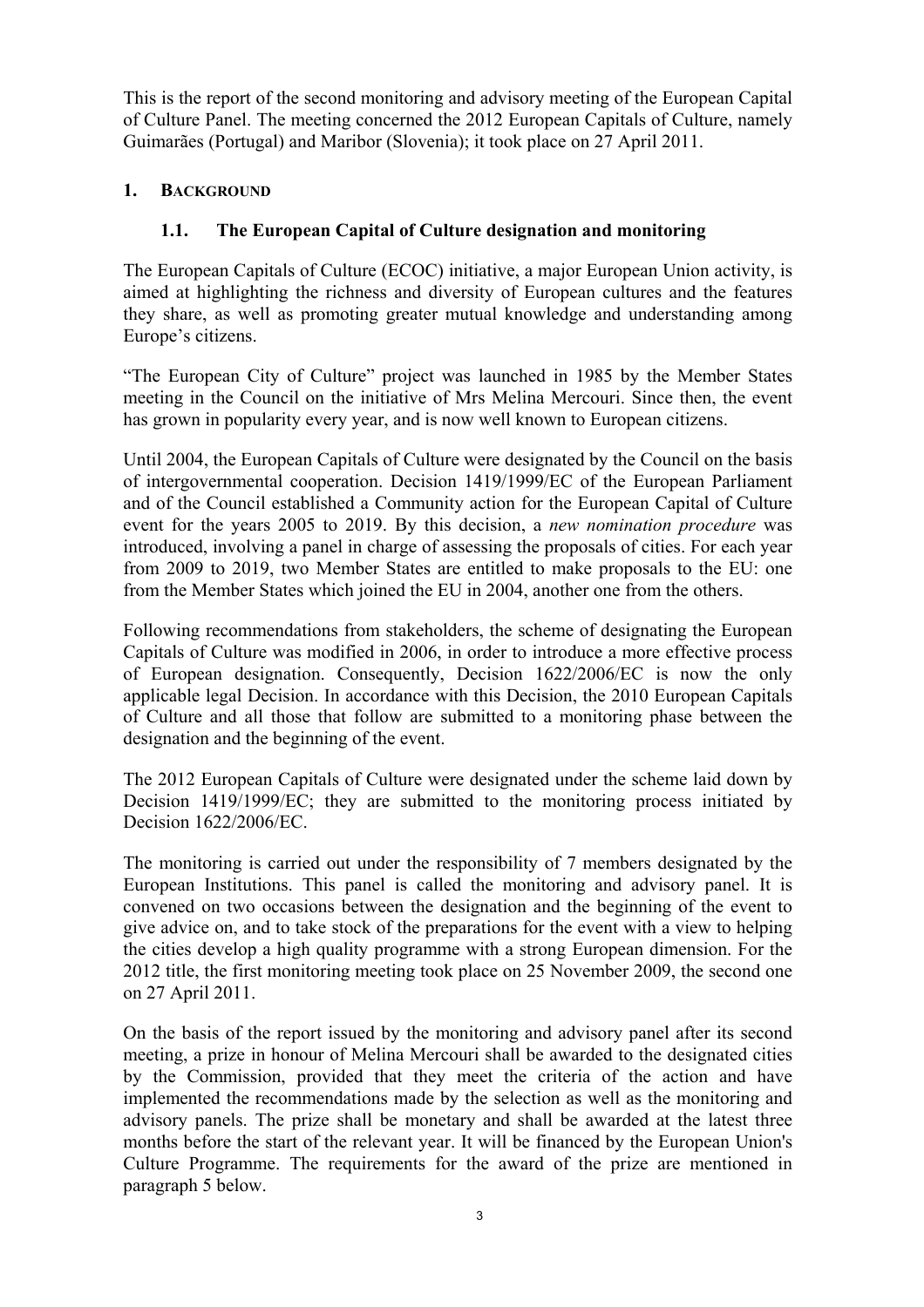This is the report of the second monitoring and advisory meeting of the European Capital of Culture Panel. The meeting concerned the 2012 European Capitals of Culture, namely Guimarães (Portugal) and Maribor (Slovenia); it took place on 27 April 2011.

## 1. Background

### 1.1. The European Capital of Culture designation and monitoring

The European Capitals of Culture (ECOC) initiative, a major European Union activity, is aimed at highlighting the richness and diversity of European cultures and the features they share, as well as promoting greater mutual knowledge and understanding among Europe's citizens.

"The European City of Culture" project was launched in 1985 by the Member States meeting in the Council on the initiative of Mrs Melina Mercouri. Since then, the event has grown in popularity every year, and is now well known to European citizens.

Until 2004, the European Capitals of Culture were designated by the Council on the basis of intergovernmental cooperation. Decision 1419/1999/EC of the European Parliament and of the Council established a Community action for the European Capital of Culture event for the years 2005 to 2019. By this decision, a *new nomination procedure* was introduced, involving a panel in charge of assessing the proposals of cities. For each year from 2009 to 2019, two Member States are entitled to make proposals to the EU: one from the Member States which joined the EU in 2004, another one from the others.

Following recommendations from stakeholders, the scheme of designating the European Capitals of Culture was modified in 2006, in order to introduce a more effective process of European designation. Consequently, Decision 1622/2006/EC is now the only applicable legal Decision. In accordance with this Decision, the 2010 European Capitals of Culture and all those that follow are submitted to a monitoring phase between the designation and the beginning of the event.

The 2012 European Capitals of Culture were designated under the scheme laid down by Decision 1419/1999/EC; they are submitted to the monitoring process initiated by Decision 1622/2006/EC.

The monitoring is carried out under the responsibility of 7 members designated by the European Institutions. This panel is called the monitoring and advisory panel. It is convened on two occasions between the designation and the beginning of the event to give advice on, and to take stock of the preparations for the event with a view to helping the cities develop a high quality programme with a strong European dimension. For the 2012 title, the first monitoring meeting took place on 25 November 2009, the second one on 27 April 2011.

On the basis of the report issued by the monitoring and advisory panel after its second meeting, a prize in honour of Melina Mercouri shall be awarded to the designated cities by the Commission, provided that they meet the criteria of the action and have implemented the recommendations made by the selection as well as the monitoring and advisory panels. The prize shall be monetary and shall be awarded at the latest three months before the start of the relevant year. It will be financed by the European Union's Culture Programme. The requirements for the award of the prize are mentioned in paragraph 5 below.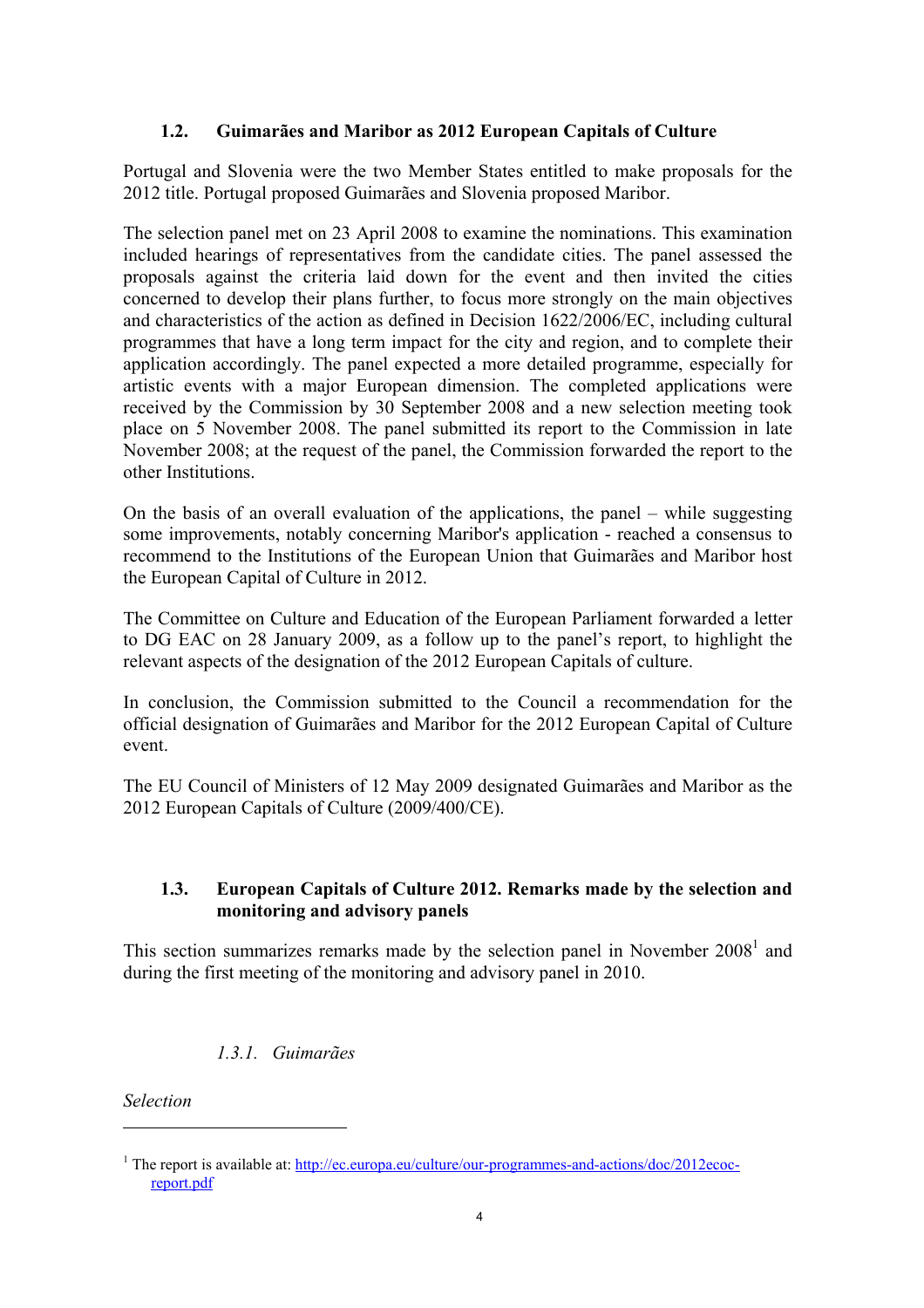### 1.2. Guimarães and Maribor as 2012 European Capitals of Culture

Portugal and Slovenia were the two Member States entitled to make proposals for the 2012 title. Portugal proposed Guimarães and Slovenia proposed Maribor.

The selection panel met on 23 April 2008 to examine the nominations. This examination included hearings of representatives from the candidate cities. The panel assessed the proposals against the criteria laid down for the event and then invited the cities concerned to develop their plans further, to focus more strongly on the main objectives and characteristics of the action as defined in Decision 1622/2006/EC, including cultural programmes that have a long term impact for the city and region, and to complete their application accordingly. The panel expected a more detailed programme, especially for artistic events with a major European dimension. The completed applications were received by the Commission by 30 September 2008 and a new selection meeting took place on 5 November 2008. The panel submitted its report to the Commission in late November 2008; at the request of the panel, the Commission forwarded the report to the other Institutions.

On the basis of an overall evaluation of the applications, the panel – while suggesting some improvements, notably concerning Maribor's application - reached a consensus to recommend to the Institutions of the European Union that Guimarães and Maribor host the European Capital of Culture in 2012.

The Committee on Culture and Education of the European Parliament forwarded a letter to DG EAC on 28 January 2009, as a follow up to the panel's report, to highlight the relevant aspects of the designation of the 2012 European Capitals of culture.

In conclusion, the Commission submitted to the Council a recommendation for the official designation of Guimarães and Maribor for the 2012 European Capital of Culture event.

The EU Council of Ministers of 12 May 2009 designated Guimarães and Maribor as the 2012 European Capitals of Culture (2009/400/CE).

### 1.3. European Capitals of Culture 2012. Remarks made by the selection and monitoring and advisory panels

This section summarizes remarks made by the selection panel in November 2008[1] and during the first meeting of the monitoring and advisory panel in 2010.

#### *1.3.1. Guimarães*

*Selection*

[1] The report is available at: http://ec.europa.eu/culture/our-programmes-and-actions/doc/2012ecoc-report.pdf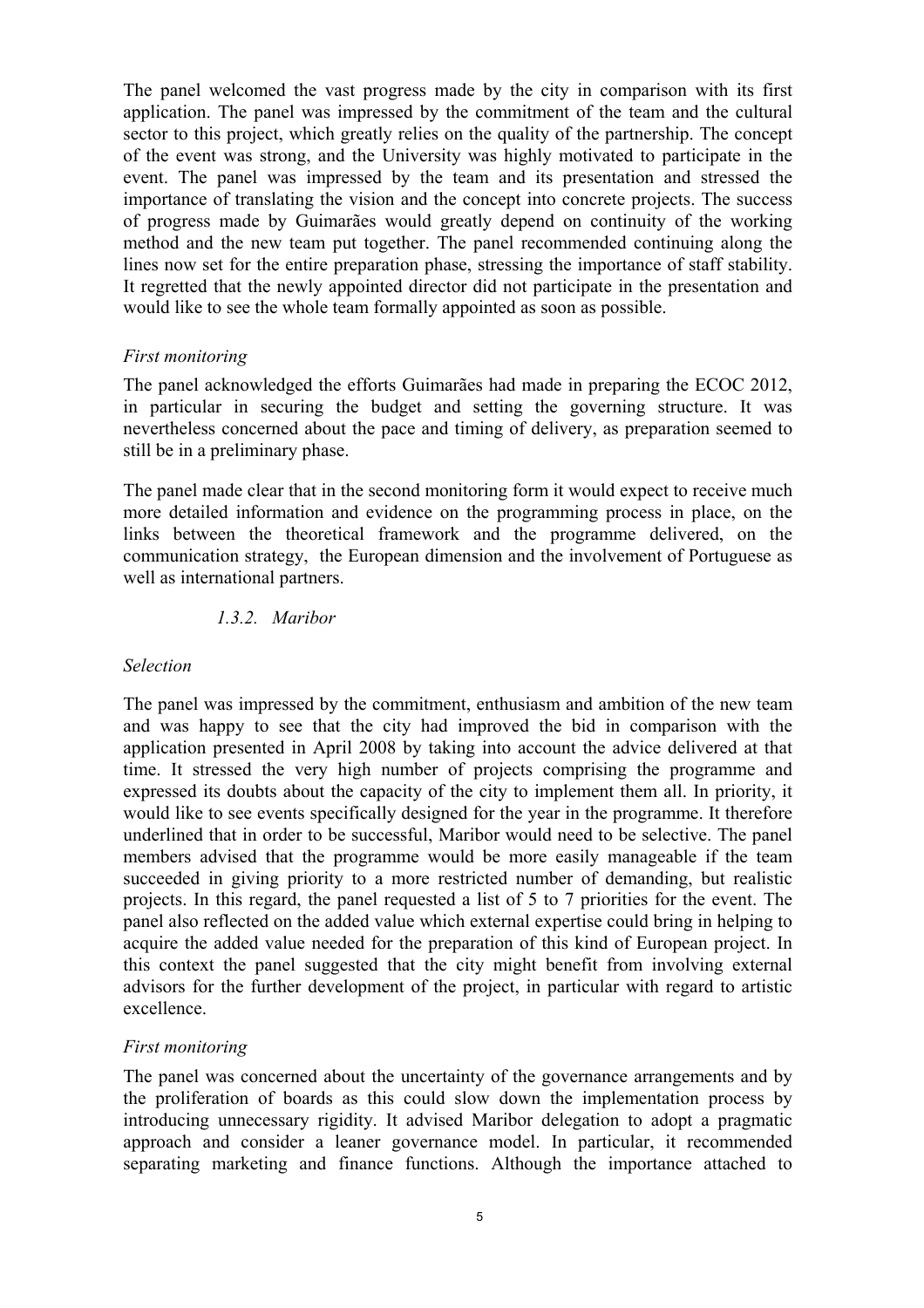The panel welcomed the vast progress made by the city in comparison with its first application. The panel was impressed by the commitment of the team and the cultural sector to this project, which greatly relies on the quality of the partnership. The concept of the event was strong, and the University was highly motivated to participate in the event. The panel was impressed by the team and its presentation and stressed the importance of translating the vision and the concept into concrete projects. The success of progress made by Guimarães would greatly depend on continuity of the working method and the new team put together. The panel recommended continuing along the lines now set for the entire preparation phase, stressing the importance of staff stability. It regretted that the newly appointed director did not participate in the presentation and would like to see the whole team formally appointed as soon as possible.

*First monitoring*

The panel acknowledged the efforts Guimarães had made in preparing the ECOC 2012, in particular in securing the budget and setting the governing structure. It was nevertheless concerned about the pace and timing of delivery, as preparation seemed to still be in a preliminary phase.

The panel made clear that in the second monitoring form it would expect to receive much more detailed information and evidence on the programming process in place, on the links between the theoretical framework and the programme delivered, on the communication strategy, the European dimension and the involvement of Portuguese as well as international partners.

### *1.3.2. Maribor*

*Selection*

The panel was impressed by the commitment, enthusiasm and ambition of the new team and was happy to see that the city had improved the bid in comparison with the application presented in April 2008 by taking into account the advice delivered at that time. It stressed the very high number of projects comprising the programme and expressed its doubts about the capacity of the city to implement them all. In priority, it would like to see events specifically designed for the year in the programme. It therefore underlined that in order to be successful, Maribor would need to be selective. The panel members advised that the programme would be more easily manageable if the team succeeded in giving priority to a more restricted number of demanding, but realistic projects. In this regard, the panel requested a list of 5 to 7 priorities for the event. The panel also reflected on the added value which external expertise could bring in helping to acquire the added value needed for the preparation of this kind of European project. In this context the panel suggested that the city might benefit from involving external advisors for the further development of the project, in particular with regard to artistic excellence.

*First monitoring*

The panel was concerned about the uncertainty of the governance arrangements and by the proliferation of boards as this could slow down the implementation process by introducing unnecessary rigidity. It advised Maribor delegation to adopt a pragmatic approach and consider a leaner governance model. In particular, it recommended separating marketing and finance functions. Although the importance attached to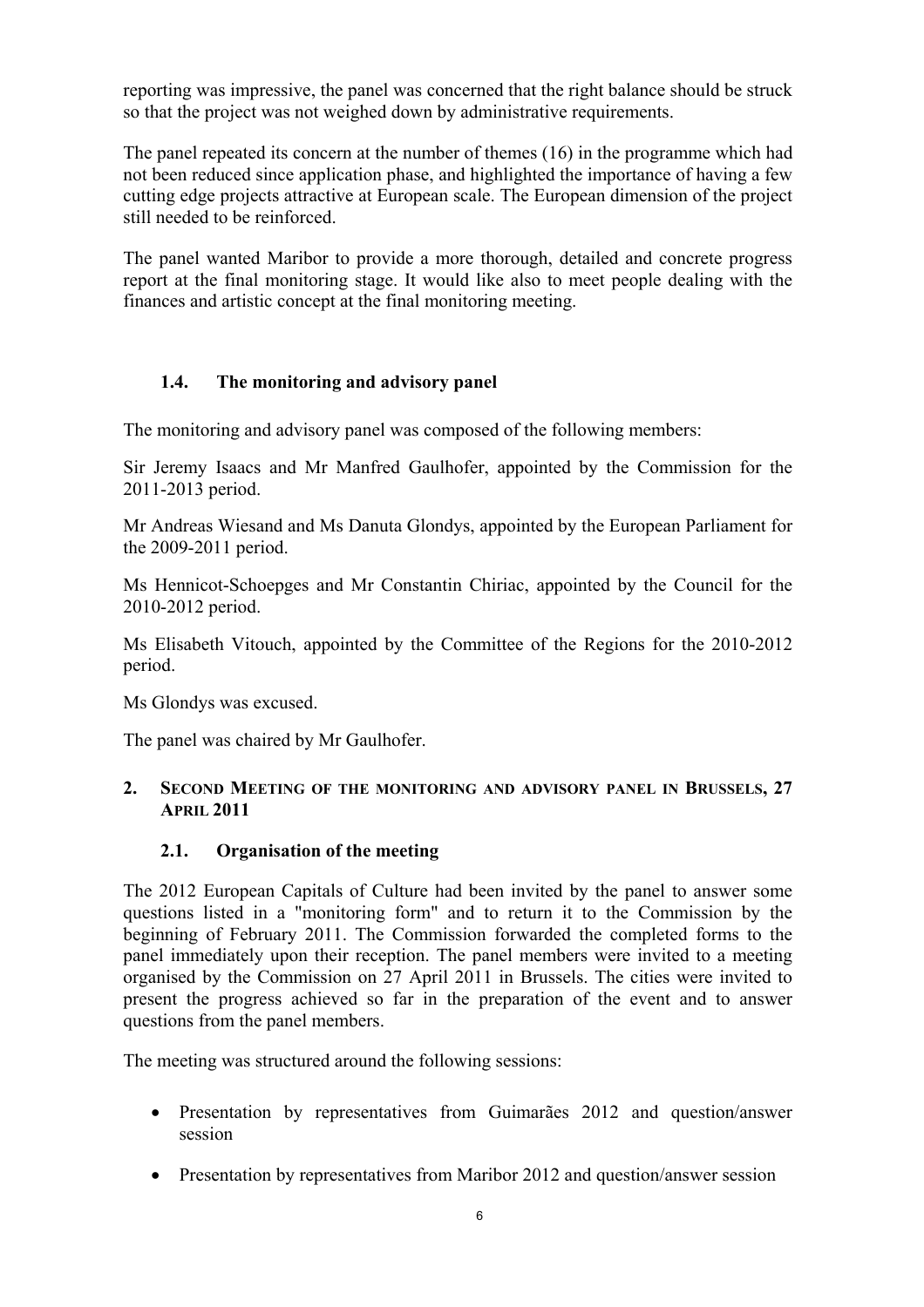reporting was impressive, the panel was concerned that the right balance should be struck so that the project was not weighed down by administrative requirements.

The panel repeated its concern at the number of themes (16) in the programme which had not been reduced since application phase, and highlighted the importance of having a few cutting edge projects attractive at European scale. The European dimension of the project still needed to be reinforced.

The panel wanted Maribor to provide a more thorough, detailed and concrete progress report at the final monitoring stage. It would like also to meet people dealing with the finances and artistic concept at the final monitoring meeting.

### 1.4. The monitoring and advisory panel

The monitoring and advisory panel was composed of the following members:

Sir Jeremy Isaacs and Mr Manfred Gaulhofer, appointed by the Commission for the 2011-2013 period.

Mr Andreas Wiesand and Ms Danuta Glondys, appointed by the European Parliament for the 2009-2011 period.

Ms Hennicot-Schoepges and Mr Constantin Chiriac, appointed by the Council for the 2010-2012 period.

Ms Elisabeth Vitouch, appointed by the Committee of the Regions for the 2010-2012 period.

Ms Glondys was excused.

The panel was chaired by Mr Gaulhofer.

## 2. Second Meeting of the monitoring and advisory panel in Brussels, 27 April 2011

### 2.1. Organisation of the meeting

The 2012 European Capitals of Culture had been invited by the panel to answer some questions listed in a "monitoring form" and to return it to the Commission by the beginning of February 2011. The Commission forwarded the completed forms to the panel immediately upon their reception. The panel members were invited to a meeting organised by the Commission on 27 April 2011 in Brussels. The cities were invited to present the progress achieved so far in the preparation of the event and to answer questions from the panel members.

The meeting was structured around the following sessions:

- Presentation by representatives from Guimarães 2012 and question/answer session
- Presentation by representatives from Maribor 2012 and question/answer session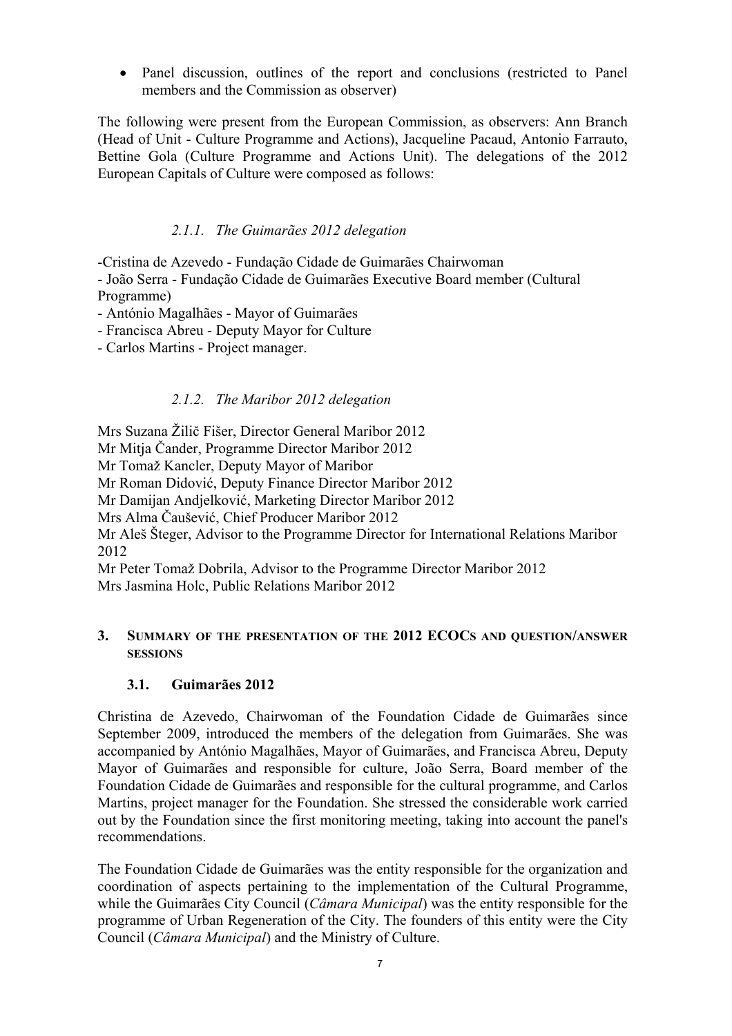- Panel discussion, outlines of the report and conclusions (restricted to Panel members and the Commission as observer)

The following were present from the European Commission, as observers: Ann Branch (Head of Unit - Culture Programme and Actions), Jacqueline Pacaud, Antonio Farrauto, Bettine Gola (Culture Programme and Actions Unit). The delegations of the 2012 European Capitals of Culture were composed as follows:

#### *2.1.1. The Guimarães 2012 delegation*

-Cristina de Azevedo - Fundação Cidade de Guimarães Chairwoman
- João Serra - Fundação Cidade de Guimarães Executive Board member (Cultural Programme)
- António Magalhães - Mayor of Guimarães
- Francisca Abreu - Deputy Mayor for Culture
- Carlos Martins - Project manager.

#### *2.1.2. The Maribor 2012 delegation*

Mrs Suzana Žilič Fišer, Director General Maribor 2012
Mr Mitja Čander, Programme Director Maribor 2012
Mr Tomaž Kancler, Deputy Mayor of Maribor
Mr Roman Didović, Deputy Finance Director Maribor 2012
Mr Damijan Andjelković, Marketing Director Maribor 2012
Mrs Alma Čaušević, Chief Producer Maribor 2012
Mr Aleš Šteger, Advisor to the Programme Director for International Relations Maribor 2012
Mr Peter Tomaž Dobrila, Advisor to the Programme Director Maribor 2012
Mrs Jasmina Holc, Public Relations Maribor 2012

## 3. SUMMARY OF THE PRESENTATION OF THE 2012 ECOCS AND QUESTION/ANSWER SESSIONS

### 3.1. Guimarães 2012

Christina de Azevedo, Chairwoman of the Foundation Cidade de Guimarães since September 2009, introduced the members of the delegation from Guimarães. She was accompanied by António Magalhães, Mayor of Guimarães, and Francisca Abreu, Deputy Mayor of Guimarães and responsible for culture, João Serra, Board member of the Foundation Cidade de Guimarães and responsible for the cultural programme, and Carlos Martins, project manager for the Foundation. She stressed the considerable work carried out by the Foundation since the first monitoring meeting, taking into account the panel's recommendations.

The Foundation Cidade de Guimarães was the entity responsible for the organization and coordination of aspects pertaining to the implementation of the Cultural Programme, while the Guimarães City Council (*Câmara Municipal*) was the entity responsible for the programme of Urban Regeneration of the City. The founders of this entity were the City Council (*Câmara Municipal*) and the Ministry of Culture.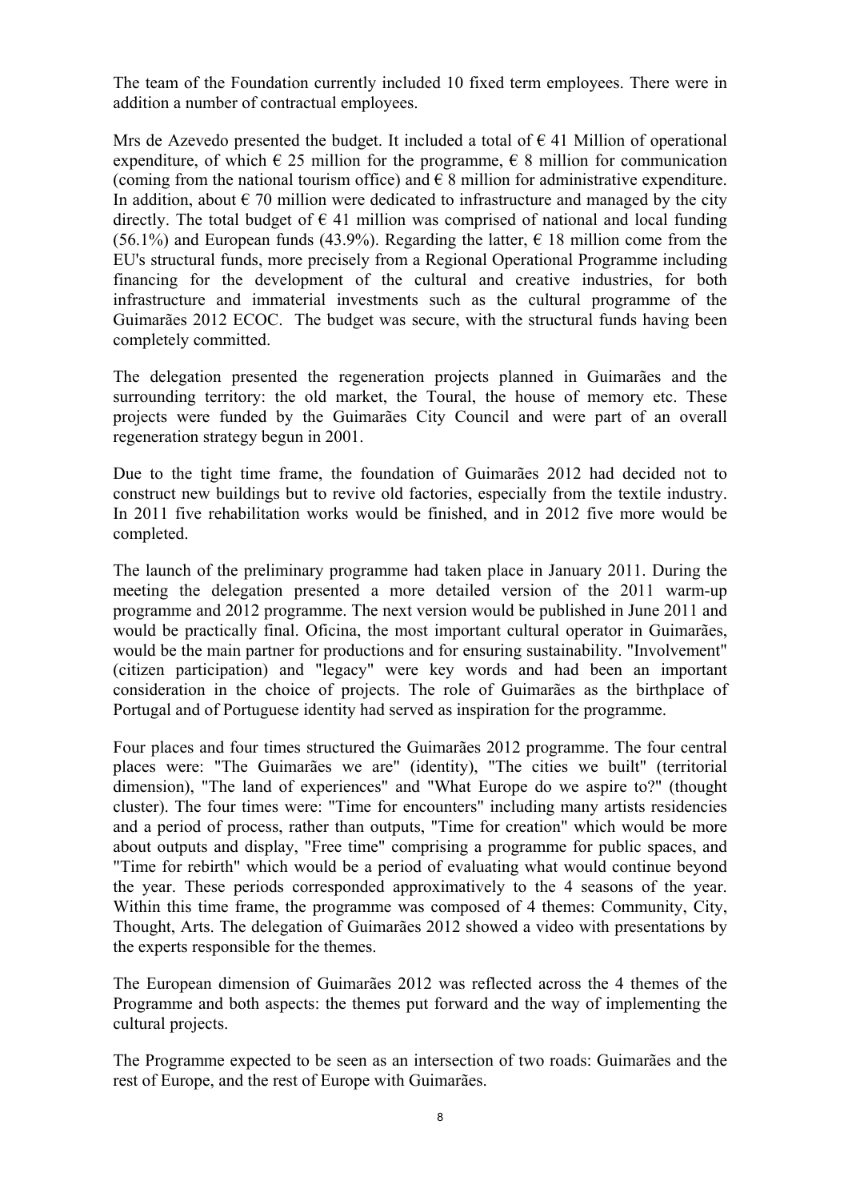The team of the Foundation currently included 10 fixed term employees. There were in addition a number of contractual employees.

Mrs de Azevedo presented the budget. It included a total of € 41 Million of operational expenditure, of which € 25 million for the programme, € 8 million for communication (coming from the national tourism office) and € 8 million for administrative expenditure. In addition, about € 70 million were dedicated to infrastructure and managed by the city directly. The total budget of € 41 million was comprised of national and local funding (56.1%) and European funds (43.9%). Regarding the latter, € 18 million come from the EU's structural funds, more precisely from a Regional Operational Programme including financing for the development of the cultural and creative industries, for both infrastructure and immaterial investments such as the cultural programme of the Guimarães 2012 ECOC. The budget was secure, with the structural funds having been completely committed.

The delegation presented the regeneration projects planned in Guimarães and the surrounding territory: the old market, the Toural, the house of memory etc. These projects were funded by the Guimarães City Council and were part of an overall regeneration strategy begun in 2001.

Due to the tight time frame, the foundation of Guimarães 2012 had decided not to construct new buildings but to revive old factories, especially from the textile industry. In 2011 five rehabilitation works would be finished, and in 2012 five more would be completed.

The launch of the preliminary programme had taken place in January 2011. During the meeting the delegation presented a more detailed version of the 2011 warm-up programme and 2012 programme. The next version would be published in June 2011 and would be practically final. Oficina, the most important cultural operator in Guimarães, would be the main partner for productions and for ensuring sustainability. "Involvement" (citizen participation) and "legacy" were key words and had been an important consideration in the choice of projects. The role of Guimarães as the birthplace of Portugal and of Portuguese identity had served as inspiration for the programme.

Four places and four times structured the Guimarães 2012 programme. The four central places were: "The Guimarães we are" (identity), "The cities we built" (territorial dimension), "The land of experiences" and "What Europe do we aspire to?" (thought cluster). The four times were: "Time for encounters" including many artists residencies and a period of process, rather than outputs, "Time for creation" which would be more about outputs and display, "Free time" comprising a programme for public spaces, and "Time for rebirth" which would be a period of evaluating what would continue beyond the year. These periods corresponded approximatively to the 4 seasons of the year. Within this time frame, the programme was composed of 4 themes: Community, City, Thought, Arts. The delegation of Guimarães 2012 showed a video with presentations by the experts responsible for the themes.

The European dimension of Guimarães 2012 was reflected across the 4 themes of the Programme and both aspects: the themes put forward and the way of implementing the cultural projects.

The Programme expected to be seen as an intersection of two roads: Guimarães and the rest of Europe, and the rest of Europe with Guimarães.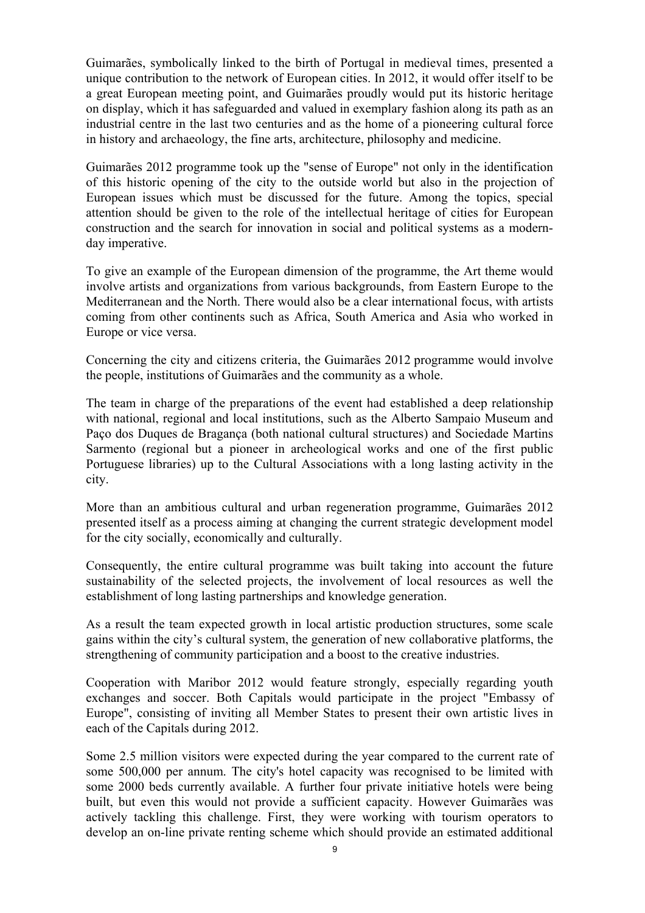Guimarães, symbolically linked to the birth of Portugal in medieval times, presented a unique contribution to the network of European cities. In 2012, it would offer itself to be a great European meeting point, and Guimarães proudly would put its historic heritage on display, which it has safeguarded and valued in exemplary fashion along its path as an industrial centre in the last two centuries and as the home of a pioneering cultural force in history and archaeology, the fine arts, architecture, philosophy and medicine.

Guimarães 2012 programme took up the "sense of Europe" not only in the identification of this historic opening of the city to the outside world but also in the projection of European issues which must be discussed for the future. Among the topics, special attention should be given to the role of the intellectual heritage of cities for European construction and the search for innovation in social and political systems as a modern-day imperative.

To give an example of the European dimension of the programme, the Art theme would involve artists and organizations from various backgrounds, from Eastern Europe to the Mediterranean and the North. There would also be a clear international focus, with artists coming from other continents such as Africa, South America and Asia who worked in Europe or vice versa.

Concerning the city and citizens criteria, the Guimarães 2012 programme would involve the people, institutions of Guimarães and the community as a whole.

The team in charge of the preparations of the event had established a deep relationship with national, regional and local institutions, such as the Alberto Sampaio Museum and Paço dos Duques de Bragança (both national cultural structures) and Sociedade Martins Sarmento (regional but a pioneer in archeological works and one of the first public Portuguese libraries) up to the Cultural Associations with a long lasting activity in the city.

More than an ambitious cultural and urban regeneration programme, Guimarães 2012 presented itself as a process aiming at changing the current strategic development model for the city socially, economically and culturally.

Consequently, the entire cultural programme was built taking into account the future sustainability of the selected projects, the involvement of local resources as well the establishment of long lasting partnerships and knowledge generation.

As a result the team expected growth in local artistic production structures, some scale gains within the city's cultural system, the generation of new collaborative platforms, the strengthening of community participation and a boost to the creative industries.

Cooperation with Maribor 2012 would feature strongly, especially regarding youth exchanges and soccer. Both Capitals would participate in the project "Embassy of Europe", consisting of inviting all Member States to present their own artistic lives in each of the Capitals during 2012.

Some 2.5 million visitors were expected during the year compared to the current rate of some 500,000 per annum. The city's hotel capacity was recognised to be limited with some 2000 beds currently available. A further four private initiative hotels were being built, but even this would not provide a sufficient capacity. However Guimarães was actively tackling this challenge. First, they were working with tourism operators to develop an on-line private renting scheme which should provide an estimated additional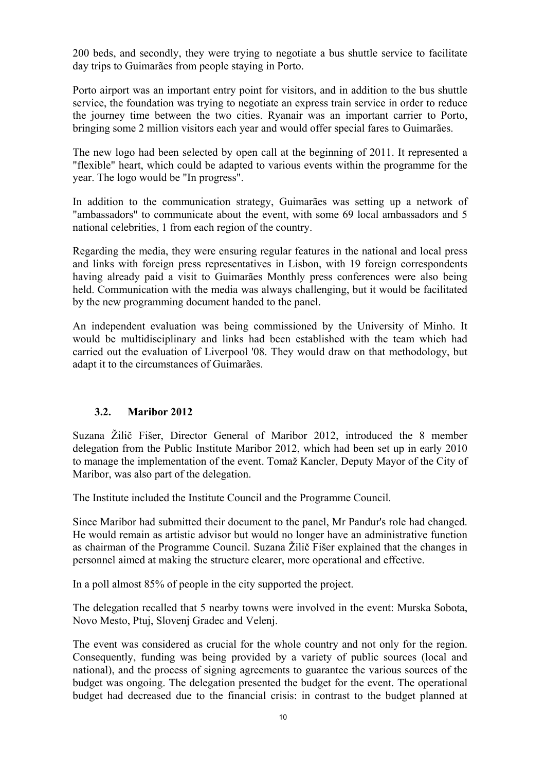200 beds, and secondly, they were trying to negotiate a bus shuttle service to facilitate day trips to Guimarães from people staying in Porto.

Porto airport was an important entry point for visitors, and in addition to the bus shuttle service, the foundation was trying to negotiate an express train service in order to reduce the journey time between the two cities. Ryanair was an important carrier to Porto, bringing some 2 million visitors each year and would offer special fares to Guimarães.

The new logo had been selected by open call at the beginning of 2011. It represented a "flexible" heart, which could be adapted to various events within the programme for the year. The logo would be "In progress".

In addition to the communication strategy, Guimarães was setting up a network of "ambassadors" to communicate about the event, with some 69 local ambassadors and 5 national celebrities, 1 from each region of the country.

Regarding the media, they were ensuring regular features in the national and local press and links with foreign press representatives in Lisbon, with 19 foreign correspondents having already paid a visit to Guimarães Monthly press conferences were also being held. Communication with the media was always challenging, but it would be facilitated by the new programming document handed to the panel.

An independent evaluation was being commissioned by the University of Minho. It would be multidisciplinary and links had been established with the team which had carried out the evaluation of Liverpool '08. They would draw on that methodology, but adapt it to the circumstances of Guimarães.

### 3.2. Maribor 2012

Suzana Žilič Fišer, Director General of Maribor 2012, introduced the 8 member delegation from the Public Institute Maribor 2012, which had been set up in early 2010 to manage the implementation of the event. Tomaž Kancler, Deputy Mayor of the City of Maribor, was also part of the delegation.

The Institute included the Institute Council and the Programme Council.

Since Maribor had submitted their document to the panel, Mr Pandur's role had changed. He would remain as artistic advisor but would no longer have an administrative function as chairman of the Programme Council. Suzana Žilič Fišer explained that the changes in personnel aimed at making the structure clearer, more operational and effective.

In a poll almost 85% of people in the city supported the project.

The delegation recalled that 5 nearby towns were involved in the event: Murska Sobota, Novo Mesto, Ptuj, Slovenj Gradec and Velenj.

The event was considered as crucial for the whole country and not only for the region. Consequently, funding was being provided by a variety of public sources (local and national), and the process of signing agreements to guarantee the various sources of the budget was ongoing. The delegation presented the budget for the event. The operational budget had decreased due to the financial crisis: in contrast to the budget planned at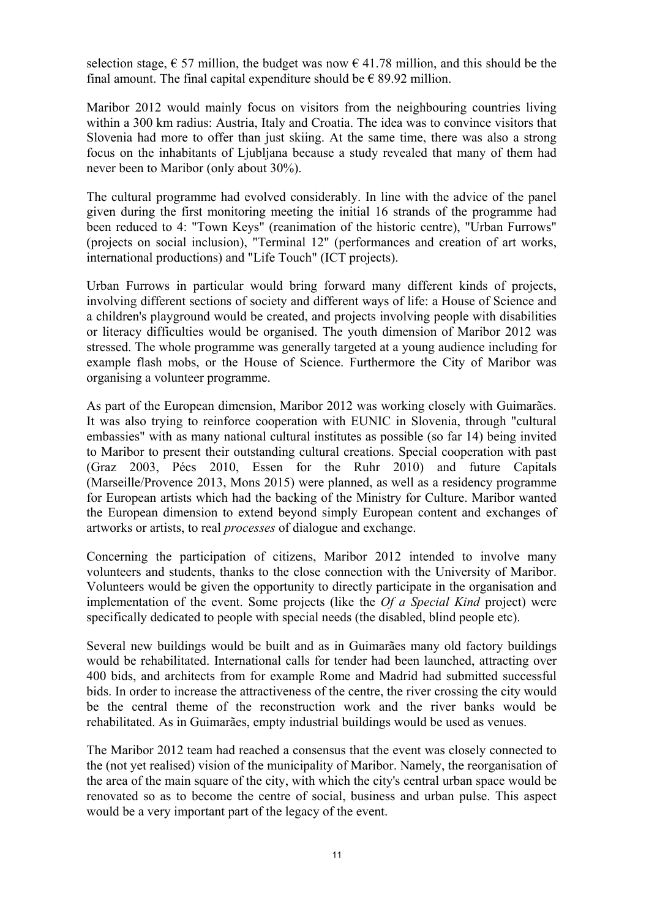selection stage, € 57 million, the budget was now € 41.78 million, and this should be the final amount. The final capital expenditure should be € 89.92 million.

Maribor 2012 would mainly focus on visitors from the neighbouring countries living within a 300 km radius: Austria, Italy and Croatia. The idea was to convince visitors that Slovenia had more to offer than just skiing. At the same time, there was also a strong focus on the inhabitants of Ljubljana because a study revealed that many of them had never been to Maribor (only about 30%).

The cultural programme had evolved considerably. In line with the advice of the panel given during the first monitoring meeting the initial 16 strands of the programme had been reduced to 4: "Town Keys" (reanimation of the historic centre), "Urban Furrows" (projects on social inclusion), "Terminal 12" (performances and creation of art works, international productions) and "Life Touch" (ICT projects).

Urban Furrows in particular would bring forward many different kinds of projects, involving different sections of society and different ways of life: a House of Science and a children's playground would be created, and projects involving people with disabilities or literacy difficulties would be organised. The youth dimension of Maribor 2012 was stressed. The whole programme was generally targeted at a young audience including for example flash mobs, or the House of Science. Furthermore the City of Maribor was organising a volunteer programme.

As part of the European dimension, Maribor 2012 was working closely with Guimarães. It was also trying to reinforce cooperation with EUNIC in Slovenia, through "cultural embassies" with as many national cultural institutes as possible (so far 14) being invited to Maribor to present their outstanding cultural creations. Special cooperation with past (Graz 2003, Pécs 2010, Essen for the Ruhr 2010) and future Capitals (Marseille/Provence 2013, Mons 2015) were planned, as well as a residency programme for European artists which had the backing of the Ministry for Culture. Maribor wanted the European dimension to extend beyond simply European content and exchanges of artworks or artists, to real *processes* of dialogue and exchange.

Concerning the participation of citizens, Maribor 2012 intended to involve many volunteers and students, thanks to the close connection with the University of Maribor. Volunteers would be given the opportunity to directly participate in the organisation and implementation of the event. Some projects (like the *Of a Special Kind* project) were specifically dedicated to people with special needs (the disabled, blind people etc).

Several new buildings would be built and as in Guimarães many old factory buildings would be rehabilitated. International calls for tender had been launched, attracting over 400 bids, and architects from for example Rome and Madrid had submitted successful bids. In order to increase the attractiveness of the centre, the river crossing the city would be the central theme of the reconstruction work and the river banks would be rehabilitated. As in Guimarães, empty industrial buildings would be used as venues.

The Maribor 2012 team had reached a consensus that the event was closely connected to the (not yet realised) vision of the municipality of Maribor. Namely, the reorganisation of the area of the main square of the city, with which the city's central urban space would be renovated so as to become the centre of social, business and urban pulse. This aspect would be a very important part of the legacy of the event.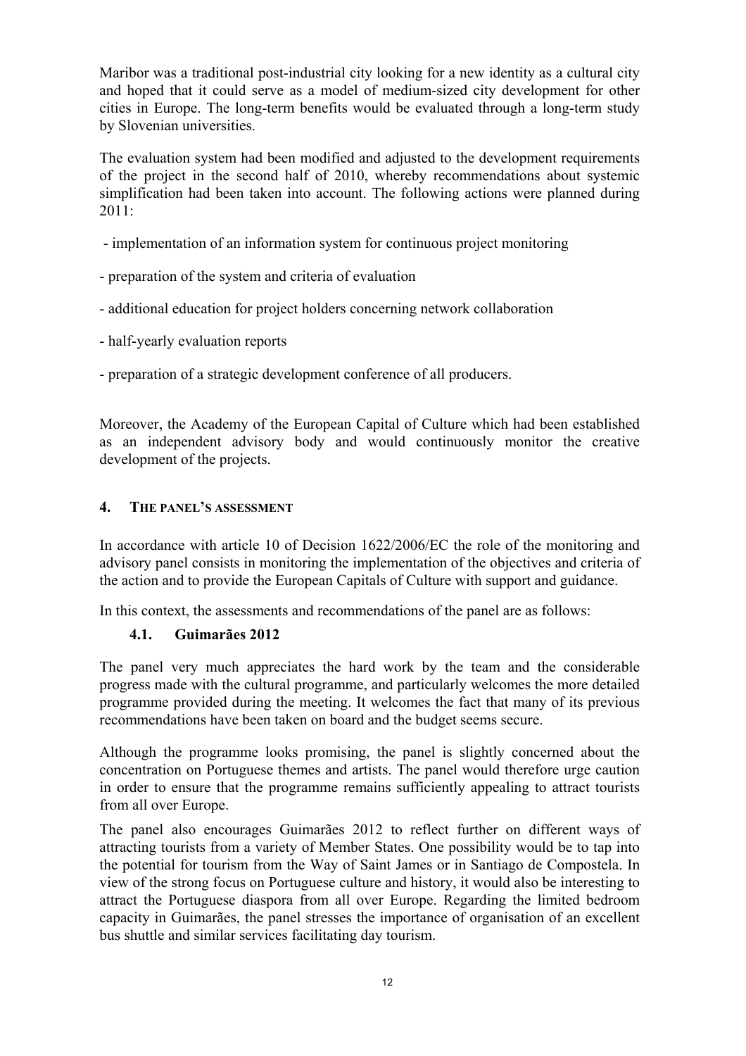Maribor was a traditional post-industrial city looking for a new identity as a cultural city and hoped that it could serve as a model of medium-sized city development for other cities in Europe. The long-term benefits would be evaluated through a long-term study by Slovenian universities.

The evaluation system had been modified and adjusted to the development requirements of the project in the second half of 2010, whereby recommendations about systemic simplification had been taken into account. The following actions were planned during 2011:

- implementation of an information system for continuous project monitoring
- preparation of the system and criteria of evaluation
- additional education for project holders concerning network collaboration
- half-yearly evaluation reports
- preparation of a strategic development conference of all producers.

Moreover, the Academy of the European Capital of Culture which had been established as an independent advisory body and would continuously monitor the creative development of the projects.

## 4. THE PANEL'S ASSESSMENT

In accordance with article 10 of Decision 1622/2006/EC the role of the monitoring and advisory panel consists in monitoring the implementation of the objectives and criteria of the action and to provide the European Capitals of Culture with support and guidance.

In this context, the assessments and recommendations of the panel are as follows:

### 4.1. Guimarães 2012

The panel very much appreciates the hard work by the team and the considerable progress made with the cultural programme, and particularly welcomes the more detailed programme provided during the meeting. It welcomes the fact that many of its previous recommendations have been taken on board and the budget seems secure.

Although the programme looks promising, the panel is slightly concerned about the concentration on Portuguese themes and artists. The panel would therefore urge caution in order to ensure that the programme remains sufficiently appealing to attract tourists from all over Europe.

The panel also encourages Guimarães 2012 to reflect further on different ways of attracting tourists from a variety of Member States. One possibility would be to tap into the potential for tourism from the Way of Saint James or in Santiago de Compostela. In view of the strong focus on Portuguese culture and history, it would also be interesting to attract the Portuguese diaspora from all over Europe. Regarding the limited bedroom capacity in Guimarães, the panel stresses the importance of organisation of an excellent bus shuttle and similar services facilitating day tourism.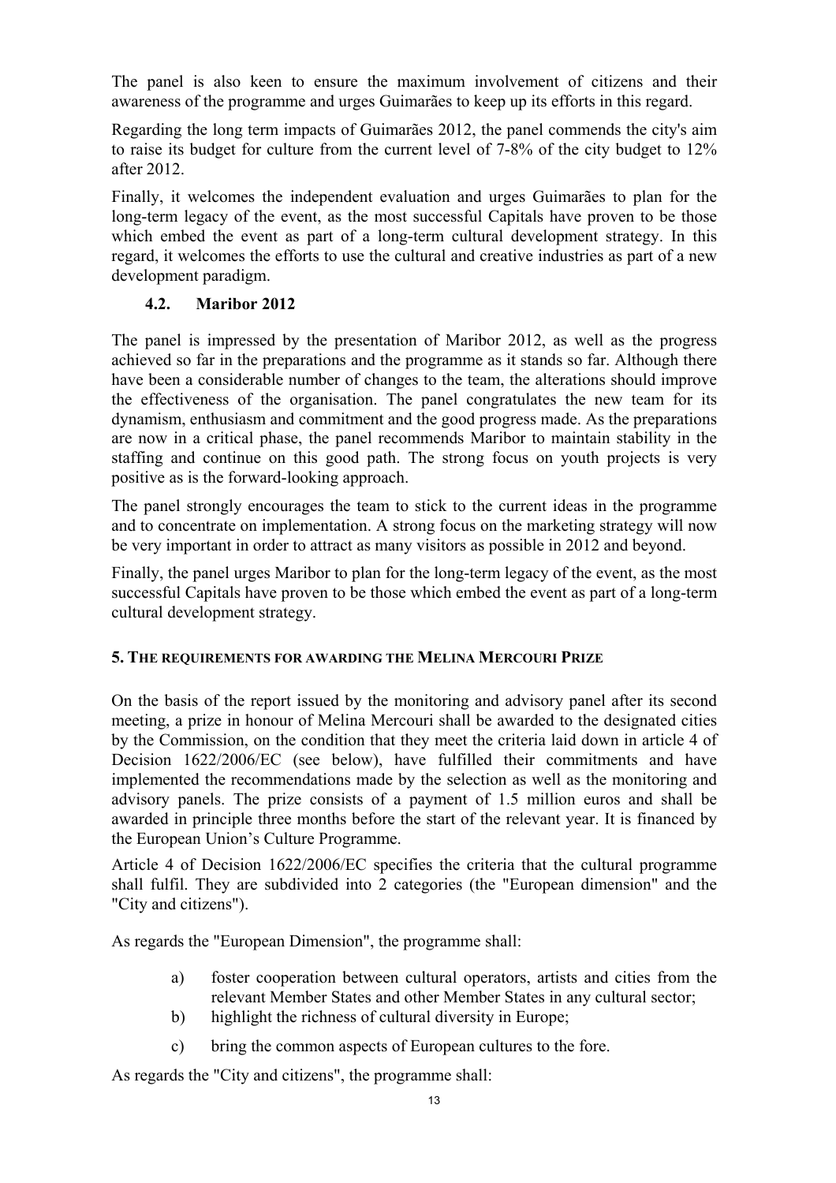The panel is also keen to ensure the maximum involvement of citizens and their awareness of the programme and urges Guimarães to keep up its efforts in this regard.

Regarding the long term impacts of Guimarães 2012, the panel commends the city's aim to raise its budget for culture from the current level of 7-8% of the city budget to 12% after 2012.

Finally, it welcomes the independent evaluation and urges Guimarães to plan for the long-term legacy of the event, as the most successful Capitals have proven to be those which embed the event as part of a long-term cultural development strategy. In this regard, it welcomes the efforts to use the cultural and creative industries as part of a new development paradigm.

### 4.2. Maribor 2012

The panel is impressed by the presentation of Maribor 2012, as well as the progress achieved so far in the preparations and the programme as it stands so far. Although there have been a considerable number of changes to the team, the alterations should improve the effectiveness of the organisation. The panel congratulates the new team for its dynamism, enthusiasm and commitment and the good progress made. As the preparations are now in a critical phase, the panel recommends Maribor to maintain stability in the staffing and continue on this good path. The strong focus on youth projects is very positive as is the forward-looking approach.

The panel strongly encourages the team to stick to the current ideas in the programme and to concentrate on implementation. A strong focus on the marketing strategy will now be very important in order to attract as many visitors as possible in 2012 and beyond.

Finally, the panel urges Maribor to plan for the long-term legacy of the event, as the most successful Capitals have proven to be those which embed the event as part of a long-term cultural development strategy.

## 5. The requirements for awarding the Melina Mercouri Prize

On the basis of the report issued by the monitoring and advisory panel after its second meeting, a prize in honour of Melina Mercouri shall be awarded to the designated cities by the Commission, on the condition that they meet the criteria laid down in article 4 of Decision 1622/2006/EC (see below), have fulfilled their commitments and have implemented the recommendations made by the selection as well as the monitoring and advisory panels. The prize consists of a payment of 1.5 million euros and shall be awarded in principle three months before the start of the relevant year. It is financed by the European Union's Culture Programme.

Article 4 of Decision 1622/2006/EC specifies the criteria that the cultural programme shall fulfil. They are subdivided into 2 categories (the "European dimension" and the "City and citizens").

As regards the "European Dimension", the programme shall:

a) foster cooperation between cultural operators, artists and cities from the relevant Member States and other Member States in any cultural sector;
b) highlight the richness of cultural diversity in Europe;
c) bring the common aspects of European cultures to the fore.

As regards the "City and citizens", the programme shall: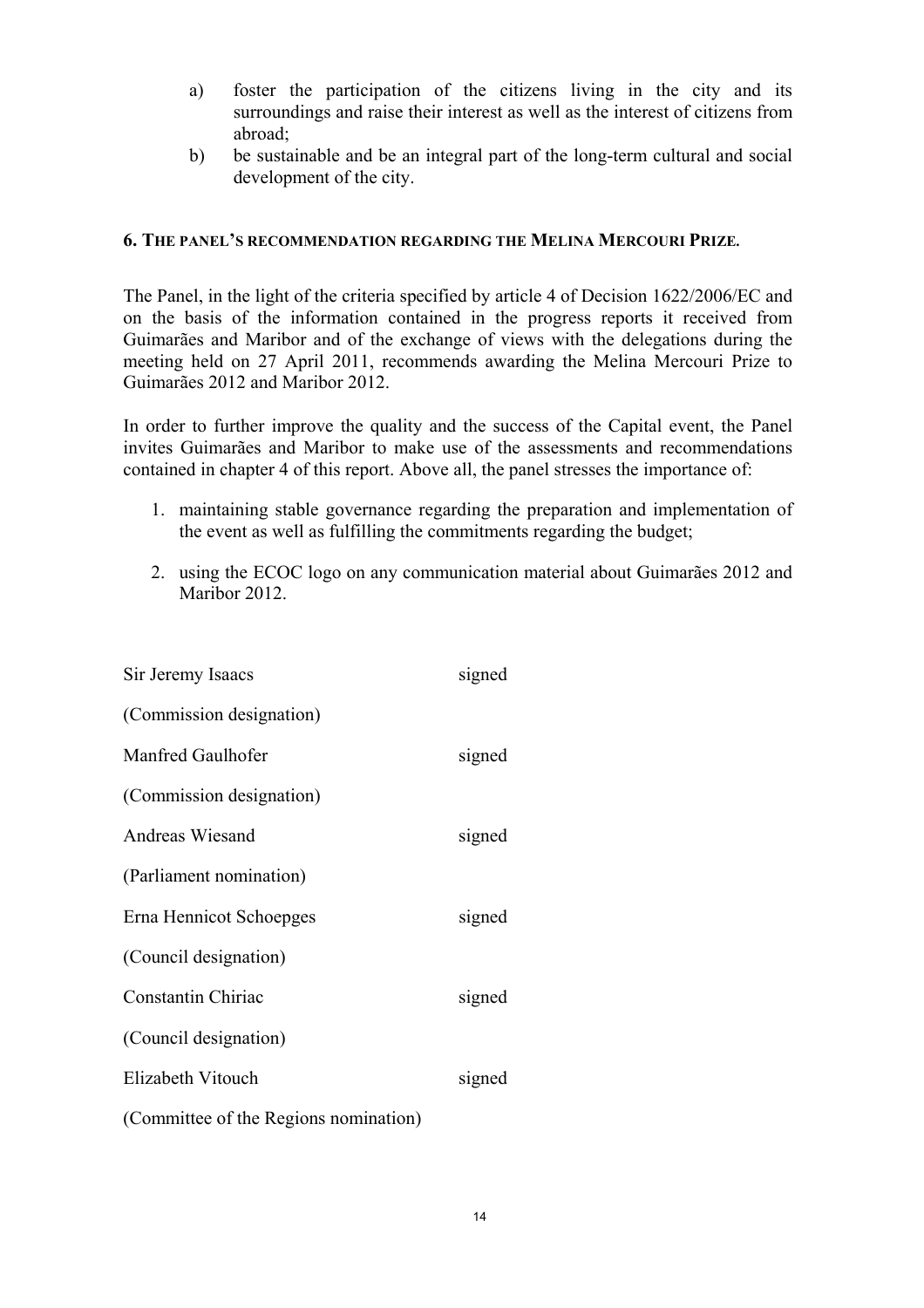a) foster the participation of the citizens living in the city and its surroundings and raise their interest as well as the interest of citizens from abroad;

b) be sustainable and be an integral part of the long-term cultural and social development of the city.

## 6. The panel's recommendation regarding the Melina Mercouri Prize.

The Panel, in the light of the criteria specified by article 4 of Decision 1622/2006/EC and on the basis of the information contained in the progress reports it received from Guimarães and Maribor and of the exchange of views with the delegations during the meeting held on 27 April 2011, recommends awarding the Melina Mercouri Prize to Guimarães 2012 and Maribor 2012.

In order to further improve the quality and the success of the Capital event, the Panel invites Guimarães and Maribor to make use of the assessments and recommendations contained in chapter 4 of this report. Above all, the panel stresses the importance of:

1. maintaining stable governance regarding the preparation and implementation of the event as well as fulfilling the commitments regarding the budget;

2. using the ECOC logo on any communication material about Guimarães 2012 and Maribor 2012.

| | |
|---|---|
| Sir Jeremy Isaacs | signed |
| (Commission designation) | |
| Manfred Gaulhofer | signed |
| (Commission designation) | |
| Andreas Wiesand | signed |
| (Parliament nomination) | |
| Erna Hennicot Schoepges | signed |
| (Council designation) | |
| Constantin Chiriac | signed |
| (Council designation) | |
| Elizabeth Vitouch | signed |
| (Committee of the Regions nomination) | |